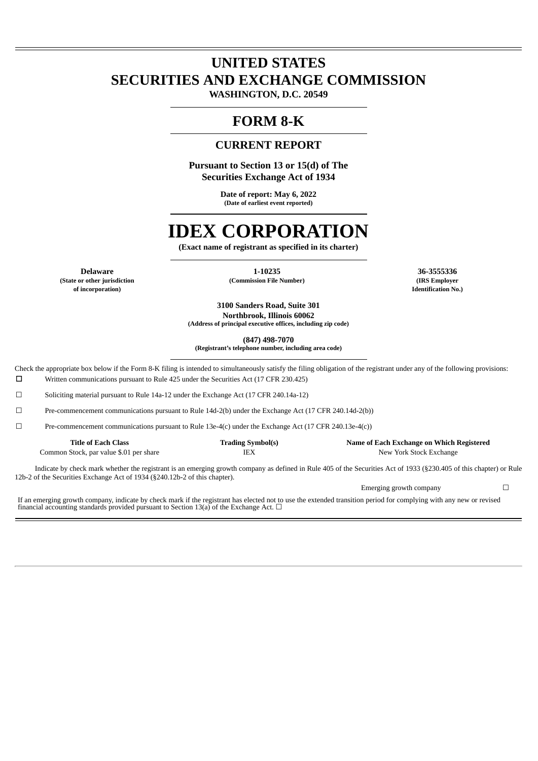# UNITED STATES
# SECURITIES AND EXCHANGE COMMISSION

**WASHINGTON, D.C. 20549**

## FORM 8-K

### CURRENT REPORT

**Pursuant to Section 13 or 15(d) of The Securities Exchange Act of 1934**

**Date of report: May 6, 2022**
**(Date of earliest event reported)**

# IDEX CORPORATION

**(Exact name of registrant as specified in its charter)**

| **Delaware** | **1-10235** | **36-3555336** |
|---|---|---|
| **(State or other jurisdiction of incorporation)** | **(Commission File Number)** | **(IRS Employer Identification No.)** |

**3100 Sanders Road, Suite 301**
**Northbrook, Illinois 60062**
**(Address of principal executive offices, including zip code)**

**(847) 498-7070**
**(Registrant's telephone number, including area code)**

Check the appropriate box below if the Form 8-K filing is intended to simultaneously satisfy the filing obligation of the registrant under any of the following provisions:

☐ Written communications pursuant to Rule 425 under the Securities Act (17 CFR 230.425)

☐ Soliciting material pursuant to Rule 14a-12 under the Exchange Act (17 CFR 240.14a-12)

☐ Pre-commencement communications pursuant to Rule 14d-2(b) under the Exchange Act (17 CFR 240.14d-2(b))

☐ Pre-commencement communications pursuant to Rule 13e-4(c) under the Exchange Act (17 CFR 240.13e-4(c))

| Title of Each Class | Trading Symbol(s) | Name of Each Exchange on Which Registered |
|---|---|---|
| Common Stock, par value $.01 per share | IEX | New York Stock Exchange |

Indicate by check mark whether the registrant is an emerging growth company as defined in Rule 405 of the Securities Act of 1933 (§230.405 of this chapter) or Rule 12b-2 of the Securities Exchange Act of 1934 (§240.12b-2 of this chapter).

Emerging growth company ☐

If an emerging growth company, indicate by check mark if the registrant has elected not to use the extended transition period for complying with any new or revised financial accounting standards provided pursuant to Section 13(a) of the Exchange Act. ☐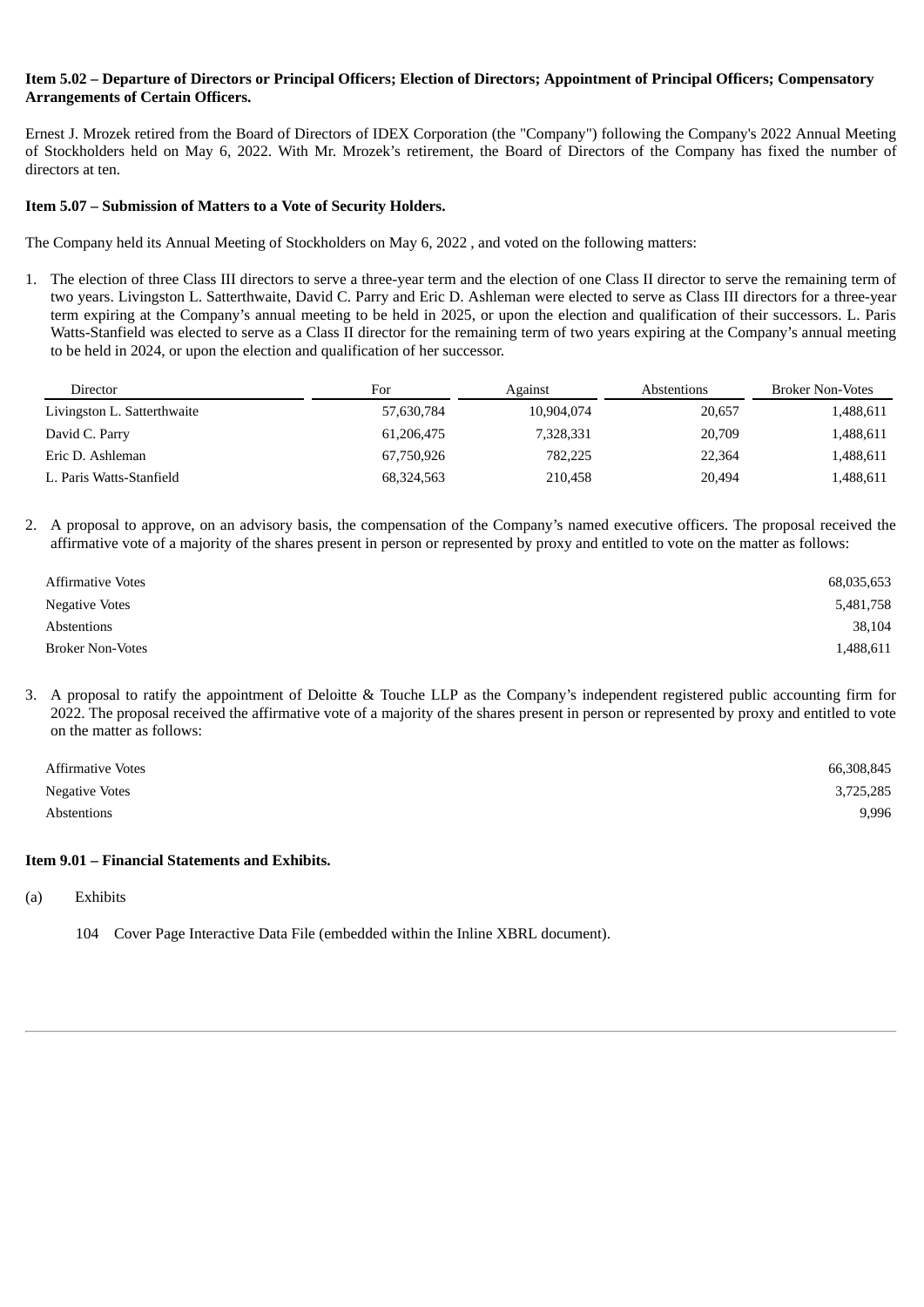**Item 5.02 – Departure of Directors or Principal Officers; Election of Directors; Appointment of Principal Officers; Compensatory Arrangements of Certain Officers.**

Ernest J. Mrozek retired from the Board of Directors of IDEX Corporation (the "Company") following the Company's 2022 Annual Meeting of Stockholders held on May 6, 2022. With Mr. Mrozek's retirement, the Board of Directors of the Company has fixed the number of directors at ten.

**Item 5.07 – Submission of Matters to a Vote of Security Holders.**

The Company held its Annual Meeting of Stockholders on May 6, 2022 , and voted on the following matters:

1. The election of three Class III directors to serve a three-year term and the election of one Class II director to serve the remaining term of two years. Livingston L. Satterthwaite, David C. Parry and Eric D. Ashleman were elected to serve as Class III directors for a three-year term expiring at the Company's annual meeting to be held in 2025, or upon the election and qualification of their successors. L. Paris Watts-Stanfield was elected to serve as a Class II director for the remaining term of two years expiring at the Company's annual meeting to be held in 2024, or upon the election and qualification of her successor.

| Director | For | Against | Abstentions | Broker Non-Votes |
|---|---|---|---|---|
| Livingston L. Satterthwaite | 57,630,784 | 10,904,074 | 20,657 | 1,488,611 |
| David C. Parry | 61,206,475 | 7,328,331 | 20,709 | 1,488,611 |
| Eric D. Ashleman | 67,750,926 | 782,225 | 22,364 | 1,488,611 |
| L. Paris Watts-Stanfield | 68,324,563 | 210,458 | 20,494 | 1,488,611 |

2. A proposal to approve, on an advisory basis, the compensation of the Company's named executive officers. The proposal received the affirmative vote of a majority of the shares present in person or represented by proxy and entitled to vote on the matter as follows:

| | |
|---|---|
| Affirmative Votes | 68,035,653 |
| Negative Votes | 5,481,758 |
| Abstentions | 38,104 |
| Broker Non-Votes | 1,488,611 |

3. A proposal to ratify the appointment of Deloitte & Touche LLP as the Company's independent registered public accounting firm for 2022. The proposal received the affirmative vote of a majority of the shares present in person or represented by proxy and entitled to vote on the matter as follows:

| | |
|---|---|
| Affirmative Votes | 66,308,845 |
| Negative Votes | 3,725,285 |
| Abstentions | 9,996 |

**Item 9.01 – Financial Statements and Exhibits.**

(a) Exhibits

104 Cover Page Interactive Data File (embedded within the Inline XBRL document).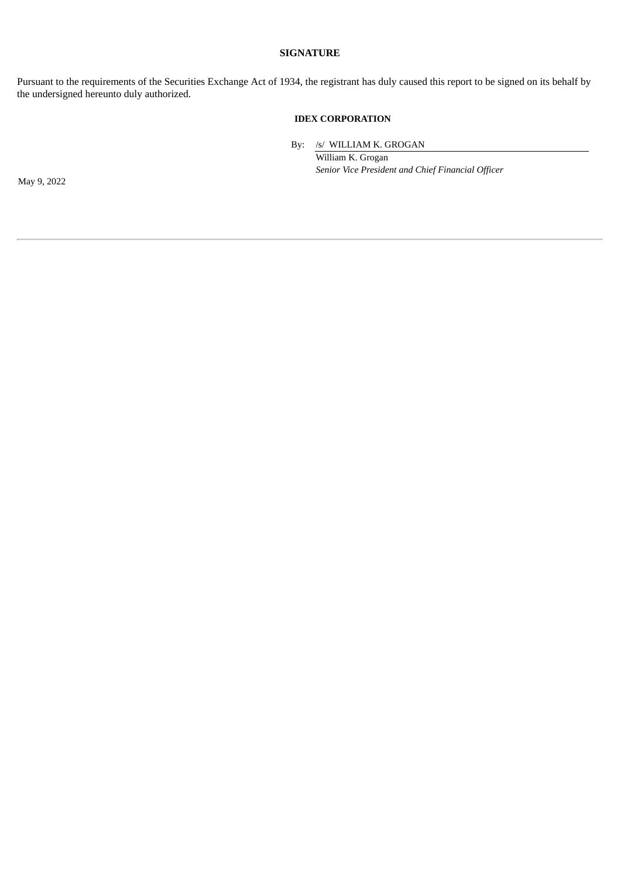## SIGNATURE

Pursuant to the requirements of the Securities Exchange Act of 1934, the registrant has duly caused this report to be signed on its behalf by the undersigned hereunto duly authorized.

**IDEX CORPORATION**

By: /s/ WILLIAM K. GROGAN

William K. Grogan

*Senior Vice President and Chief Financial Officer*

May 9, 2022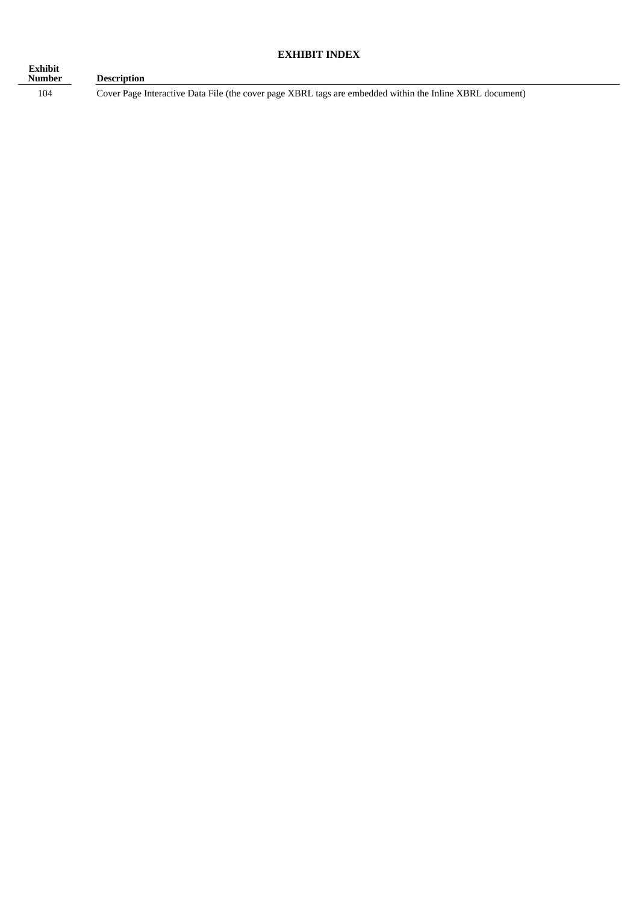## EXHIBIT INDEX

| Exhibit Number | Description |
| --- | --- |
| 104 | Cover Page Interactive Data File (the cover page XBRL tags are embedded within the Inline XBRL document) |